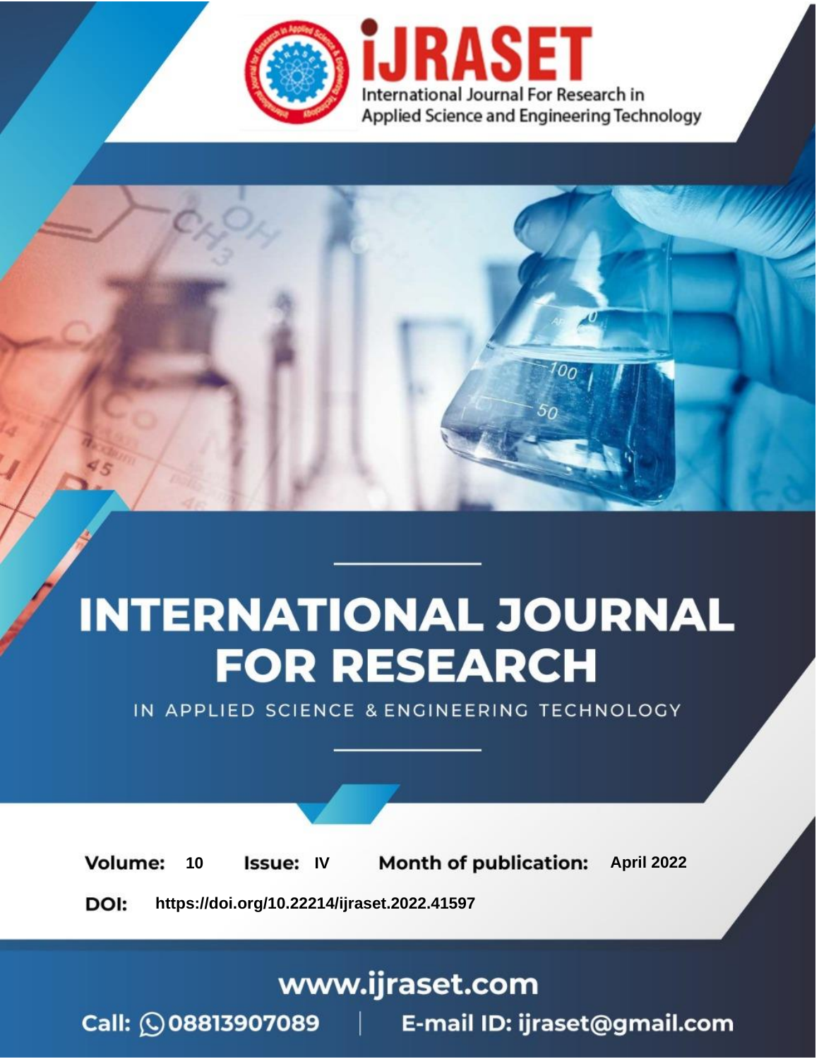# INTERNATIONAL JOURNAL FOR RESEARCH

IN APPLIED SCIENCE & ENGINEERING TECHNOLOGY

**Volume:** 10 **Issue:** IV **Month of publication:** April 2022

**DOI:** https://doi.org/10.22214/ijraset.2022.41597

www.ijraset.com

Call: 08813907089 | E-mail ID: ijraset@gmail.com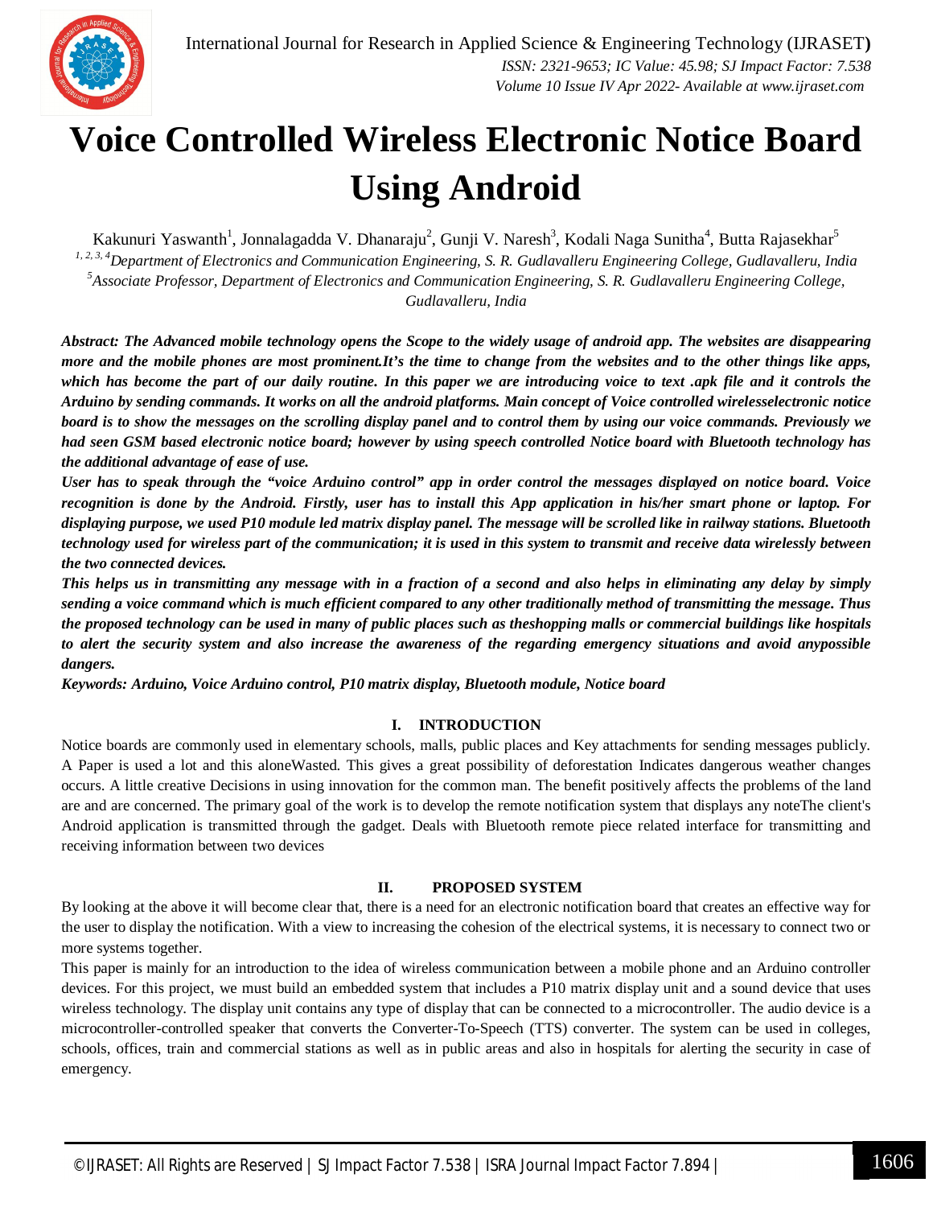# Voice Controlled Wireless Electronic Notice Board Using Android

Kakunuri Yaswanth[1], Jonnalagadda V. Dhanaraju[2], Gunji V. Naresh[3], Kodali Naga Sunitha[4], Butta Rajasekhar[5]

[1, 2, 3, 4]*Department of Electronics and Communication Engineering, S. R. Gudlavalleru Engineering College, Gudlavalleru, India*

[5]*Associate Professor, Department of Electronics and Communication Engineering, S. R. Gudlavalleru Engineering College, Gudlavalleru, India*

***Abstract:** The Advanced mobile technology opens the Scope to the widely usage of android app. The websites are disappearing more and the mobile phones are most prominent.It's the time to change from the websites and to the other things like apps, which has become the part of our daily routine. In this paper we are introducing voice to text .apk file and it controls the Arduino by sending commands. It works on all the android platforms. Main concept of Voice controlled wirelesselectronic notice board is to show the messages on the scrolling display panel and to control them by using our voice commands. Previously we had seen GSM based electronic notice board; however by using speech controlled Notice board with Bluetooth technology has the additional advantage of ease of use.*

***User has to speak through the "voice Arduino control" app in order control the messages displayed on notice board. Voice recognition is done by the Android. Firstly, user has to install this App application in his/her smart phone or laptop. For displaying purpose, we used P10 module led matrix display panel. The message will be scrolled like in railway stations. Bluetooth technology used for wireless part of the communication; it is used in this system to transmit and receive data wirelessly between the two connected devices.***

***This helps us in transmitting any message with in a fraction of a second and also helps in eliminating any delay by simply sending a voice command which is much efficient compared to any other traditionally method of transmitting the message. Thus the proposed technology can be used in many of public places such as theshopping malls or commercial buildings like hospitals to alert the security system and also increase the awareness of the regarding emergency situations and avoid anypossible dangers.***

***Keywords:** Arduino, Voice Arduino control, P10 matrix display, Bluetooth module, Notice board*

## I. INTRODUCTION

Notice boards are commonly used in elementary schools, malls, public places and Key attachments for sending messages publicly. A Paper is used a lot and this aloneWasted. This gives a great possibility of deforestation Indicates dangerous weather changes occurs. A little creative Decisions in using innovation for the common man. The benefit positively affects the problems of the land are and are concerned. The primary goal of the work is to develop the remote notification system that displays any noteThe client's Android application is transmitted through the gadget. Deals with Bluetooth remote piece related interface for transmitting and receiving information between two devices

## II. PROPOSED SYSTEM

By looking at the above it will become clear that, there is a need for an electronic notification board that creates an effective way for the user to display the notification. With a view to increasing the cohesion of the electrical systems, it is necessary to connect two or more systems together.

This paper is mainly for an introduction to the idea of wireless communication between a mobile phone and an Arduino controller devices. For this project, we must build an embedded system that includes a P10 matrix display unit and a sound device that uses wireless technology. The display unit contains any type of display that can be connected to a microcontroller. The audio device is a microcontroller-controlled speaker that converts the Converter-To-Speech (TTS) converter. The system can be used in colleges, schools, offices, train and commercial stations as well as in public areas and also in hospitals for alerting the security in case of emergency.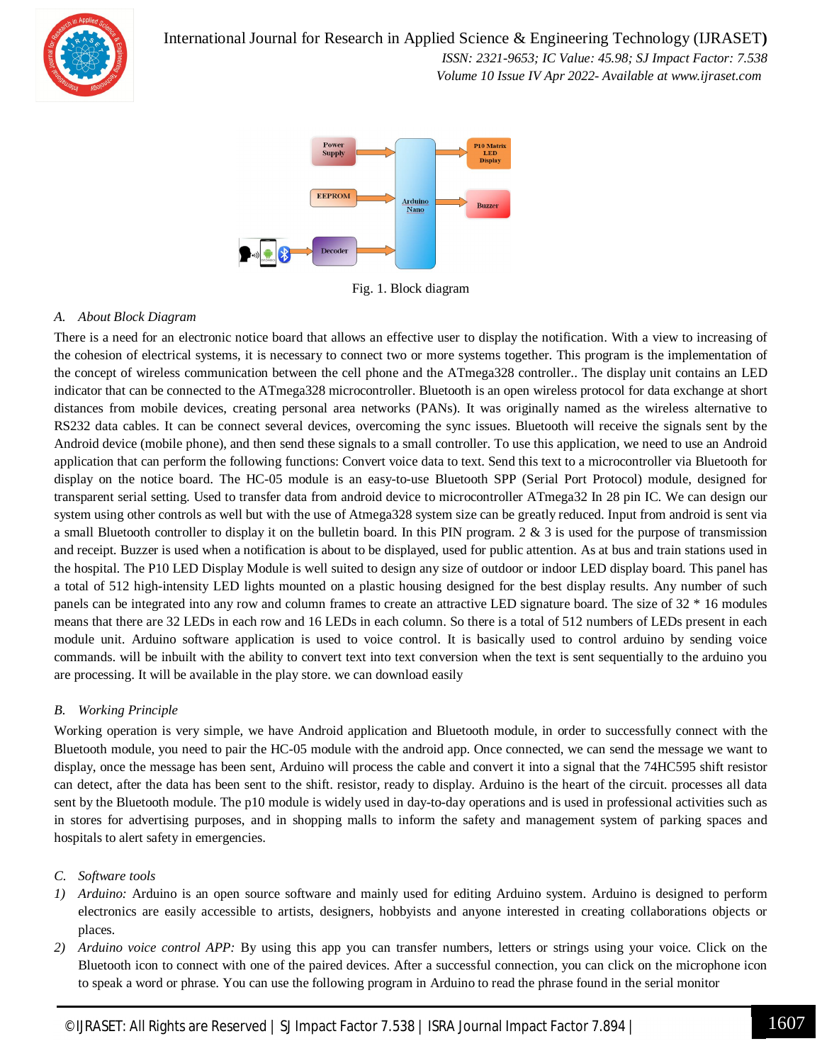Fig. 1. Block diagram

### *A. About Block Diagram*

There is a need for an electronic notice board that allows an effective user to display the notification. With a view to increasing of the cohesion of electrical systems, it is necessary to connect two or more systems together. This program is the implementation of the concept of wireless communication between the cell phone and the ATmega328 controller.. The display unit contains an LED indicator that can be connected to the ATmega328 microcontroller. Bluetooth is an open wireless protocol for data exchange at short distances from mobile devices, creating personal area networks (PANs). It was originally named as the wireless alternative to RS232 data cables. It can be connect several devices, overcoming the sync issues. Bluetooth will receive the signals sent by the Android device (mobile phone), and then send these signals to a small controller. To use this application, we need to use an Android application that can perform the following functions: Convert voice data to text. Send this text to a microcontroller via Bluetooth for display on the notice board. The HC-05 module is an easy-to-use Bluetooth SPP (Serial Port Protocol) module, designed for transparent serial setting. Used to transfer data from android device to microcontroller ATmega32 In 28 pin IC. We can design our system using other controls as well but with the use of Atmega328 system size can be greatly reduced. Input from android is sent via a small Bluetooth controller to display it on the bulletin board. In this PIN program. 2 & 3 is used for the purpose of transmission and receipt. Buzzer is used when a notification is about to be displayed, used for public attention. As at bus and train stations used in the hospital. The P10 LED Display Module is well suited to design any size of outdoor or indoor LED display board. This panel has a total of 512 high-intensity LED lights mounted on a plastic housing designed for the best display results. Any number of such panels can be integrated into any row and column frames to create an attractive LED signature board. The size of 32 * 16 modules means that there are 32 LEDs in each row and 16 LEDs in each column. So there is a total of 512 numbers of LEDs present in each module unit. Arduino software application is used to voice control. It is basically used to control arduino by sending voice commands. will be inbuilt with the ability to convert text into text conversion when the text is sent sequentially to the arduino you are processing. It will be available in the play store. we can download easily

### *B. Working Principle*

Working operation is very simple, we have Android application and Bluetooth module, in order to successfully connect with the Bluetooth module, you need to pair the HC-05 module with the android app. Once connected, we can send the message we want to display, once the message has been sent, Arduino will process the cable and convert it into a signal that the 74HC595 shift resistor can detect, after the data has been sent to the shift. resistor, ready to display. Arduino is the heart of the circuit. processes all data sent by the Bluetooth module. The p10 module is widely used in day-to-day operations and is used in professional activities such as in stores for advertising purposes, and in shopping malls to inform the safety and management system of parking spaces and hospitals to alert safety in emergencies.

### *C. Software tools*

1) *Arduino:* Arduino is an open source software and mainly used for editing Arduino system. Arduino is designed to perform electronics are easily accessible to artists, designers, hobbyists and anyone interested in creating collaborations objects or places.
2) *Arduino voice control APP:* By using this app you can transfer numbers, letters or strings using your voice. Click on the Bluetooth icon to connect with one of the paired devices. After a successful connection, you can click on the microphone icon to speak a word or phrase. You can use the following program in Arduino to read the phrase found in the serial monitor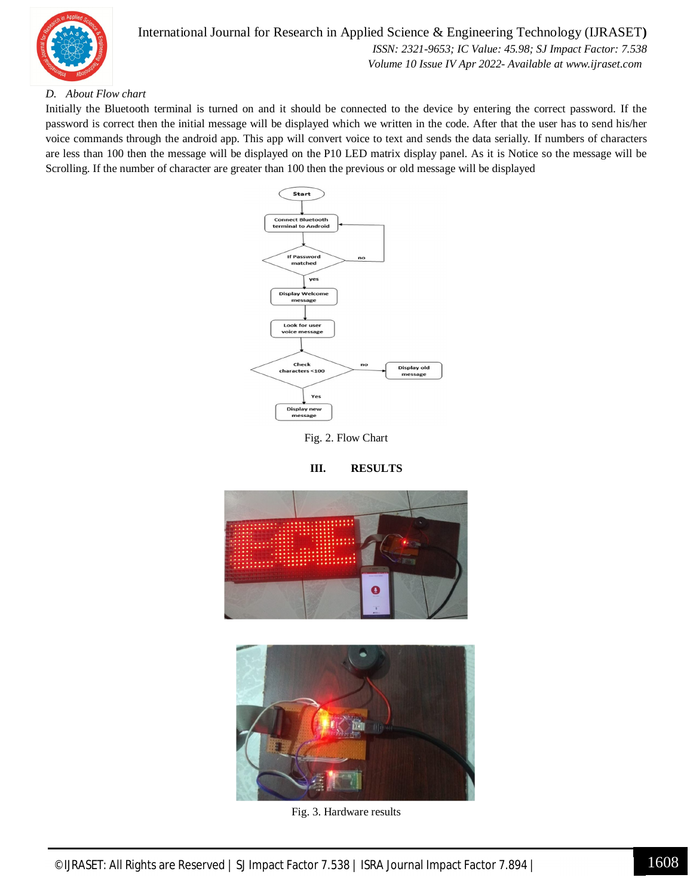### D. About Flow chart

Initially the Bluetooth terminal is turned on and it should be connected to the device by entering the correct password. If the password is correct then the initial message will be displayed which we written in the code. After that the user has to send his/her voice commands through the android app. This app will convert voice to text and sends the data serially. If numbers of characters are less than 100 then the message will be displayed on the P10 LED matrix display panel. As it is Notice so the message will be Scrolling. If the number of character are greater than 100 then the previous or old message will be displayed

Fig. 2. Flow Chart

## III. RESULTS

Fig. 3. Hardware results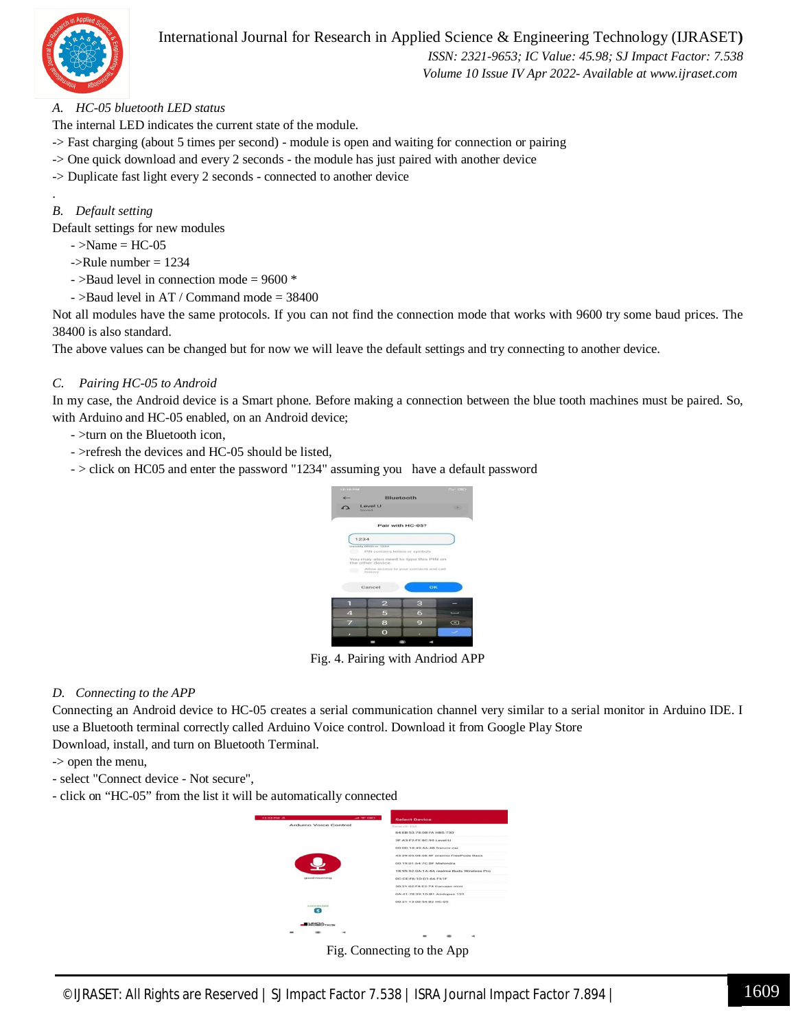### A. HC-05 bluetooth LED status

The internal LED indicates the current state of the module.

-> Fast charging (about 5 times per second) - module is open and waiting for connection or pairing

-> One quick download and every 2 seconds - the module has just paired with another device

-> Duplicate fast light every 2 seconds - connected to another device

.

### B. Default setting

Default settings for new modules

- >Name = HC-05

->Rule number = 1234

- >Baud level in connection mode = 9600 *

- >Baud level in AT / Command mode = 38400

Not all modules have the same protocols. If you can not find the connection mode that works with 9600 try some baud prices. The 38400 is also standard.

The above values can be changed but for now we will leave the default settings and try connecting to another device.

### C. Pairing HC-05 to Android

In my case, the Android device is a Smart phone. Before making a connection between the blue tooth machines must be paired. So, with Arduino and HC-05 enabled, on an Android device;

- >turn on the Bluetooth icon,

- >refresh the devices and HC-05 should be listed,

- > click on HC05 and enter the password "1234" assuming you have a default password

Fig. 4. Pairing with Andriod APP

### D. Connecting to the APP

Connecting an Android device to HC-05 creates a serial communication channel very similar to a serial monitor in Arduino IDE. I use a Bluetooth terminal correctly called Arduino Voice control. Download it from Google Play Store

Download, install, and turn on Bluetooth Terminal.

-> open the menu,

- select "Connect device - Not secure",

- click on “HC-05” from the list it will be automatically connected

Fig. Connecting to the App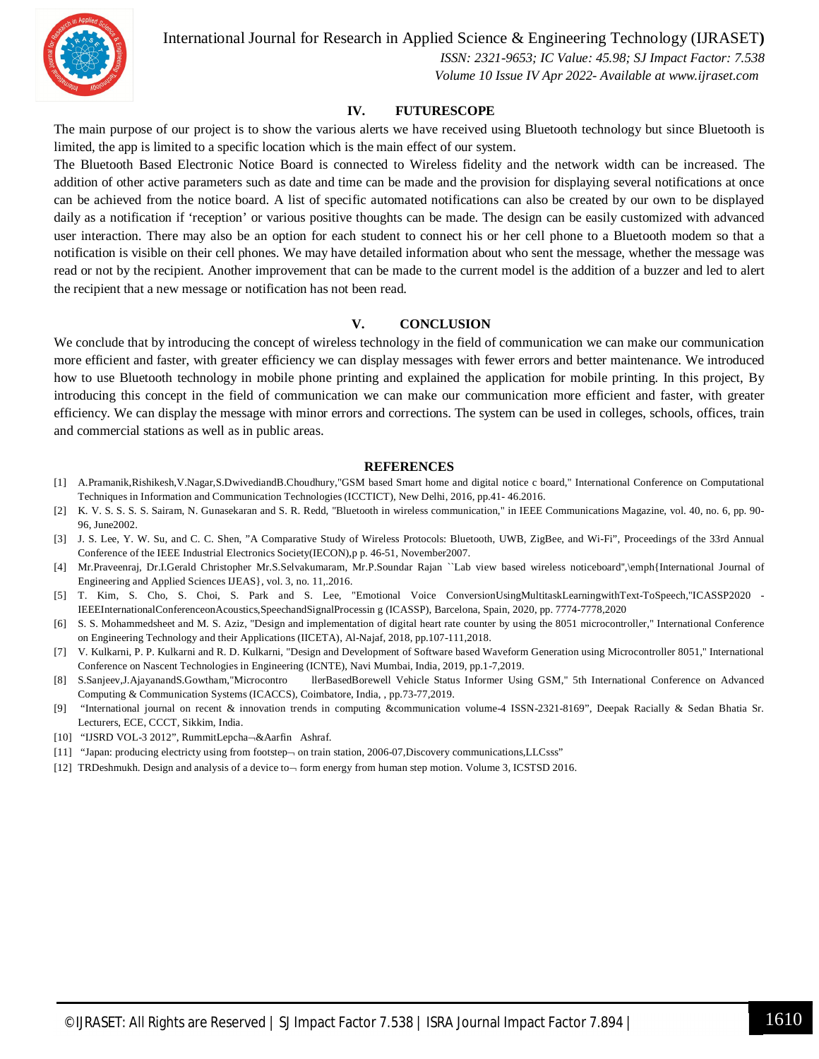## IV. FUTURESCOPE

The main purpose of our project is to show the various alerts we have received using Bluetooth technology but since Bluetooth is limited, the app is limited to a specific location which is the main effect of our system.

The Bluetooth Based Electronic Notice Board is connected to Wireless fidelity and the network width can be increased. The addition of other active parameters such as date and time can be made and the provision for displaying several notifications at once can be achieved from the notice board. A list of specific automated notifications can also be created by our own to be displayed daily as a notification if 'reception' or various positive thoughts can be made. The design can be easily customized with advanced user interaction. There may also be an option for each student to connect his or her cell phone to a Bluetooth modem so that a notification is visible on their cell phones. We may have detailed information about who sent the message, whether the message was read or not by the recipient. Another improvement that can be made to the current model is the addition of a buzzer and led to alert the recipient that a new message or notification has not been read.

## V. CONCLUSION

We conclude that by introducing the concept of wireless technology in the field of communication we can make our communication more efficient and faster, with greater efficiency we can display messages with fewer errors and better maintenance. We introduced how to use Bluetooth technology in mobile phone printing and explained the application for mobile printing. In this project, By introducing this concept in the field of communication we can make our communication more efficient and faster, with greater efficiency. We can display the message with minor errors and corrections. The system can be used in colleges, schools, offices, train and commercial stations as well as in public areas.

## REFERENCES

[1] A.Pramanik,Rishikesh,V.Nagar,S.DwivediandB.Choudhury,"GSM based Smart home and digital notice c board," International Conference on Computational Techniques in Information and Communication Technologies (ICCTICT), New Delhi, 2016, pp.41- 46.2016.

[2] K. V. S. S. S. Sairam, N. Gunasekaran and S. R. Redd, "Bluetooth in wireless communication," in IEEE Communications Magazine, vol. 40, no. 6, pp. 90-96, June2002.

[3] J. S. Lee, Y. W. Su, and C. C. Shen, "A Comparative Study of Wireless Protocols: Bluetooth, UWB, ZigBee, and Wi-Fi", Proceedings of the 33rd Annual Conference of the IEEE Industrial Electronics Society(IECON),p p. 46-51, November2007.

[4] Mr.Praveenraj, Dr.I.Gerald Christopher Mr.S.Selvakumaram, Mr.P.Soundar Rajan ``Lab view based wireless noticeboard",\emph{International Journal of Engineering and Applied Sciences IJEAS}, vol. 3, no. 11,.2016.

[5] T. Kim, S. Cho, S. Choi, S. Park and S. Lee, "Emotional Voice ConversionUsingMultitaskLearningwithText-ToSpeech,"ICASSP2020 - IEEEInternationalConferenceonAcoustics,SpeechandSignalProcessin g (ICASSP), Barcelona, Spain, 2020, pp. 7774-7778,2020

[6] S. S. Mohammedsheet and M. S. Aziz, "Design and implementation of digital heart rate counter by using the 8051 microcontroller," International Conference on Engineering Technology and their Applications (IICETA), Al-Najaf, 2018, pp.107-111,2018.

[7] V. Kulkarni, P. P. Kulkarni and R. D. Kulkarni, "Design and Development of Software based Waveform Generation using Microcontroller 8051," International Conference on Nascent Technologies in Engineering (ICNTE), Navi Mumbai, India, 2019, pp.1-7,2019.

[8] S.Sanjeev,J.AjayanandS.Gowtham,"Microcontro llerBasedBorewell Vehicle Status Informer Using GSM," 5th International Conference on Advanced Computing & Communication Systems (ICACCS), Coimbatore, India, , pp.73-77,2019.

[9] "International journal on recent & innovation trends in computing &communication volume-4 ISSN-2321-8169", Deepak Racially & Sedan Bhatia Sr. Lecturers, ECE, CCCT, Sikkim, India.

[10] "IJSRD VOL-3 2012", RummitLepcha¬&Aarfin Ashraf.

[11] "Japan: producing electricty using from footstep¬ on train station, 2006-07,Discovery communications,LLCsss"

[12] TRDeshmukh. Design and analysis of a device to¬ form energy from human step motion. Volume 3, ICSTSD 2016.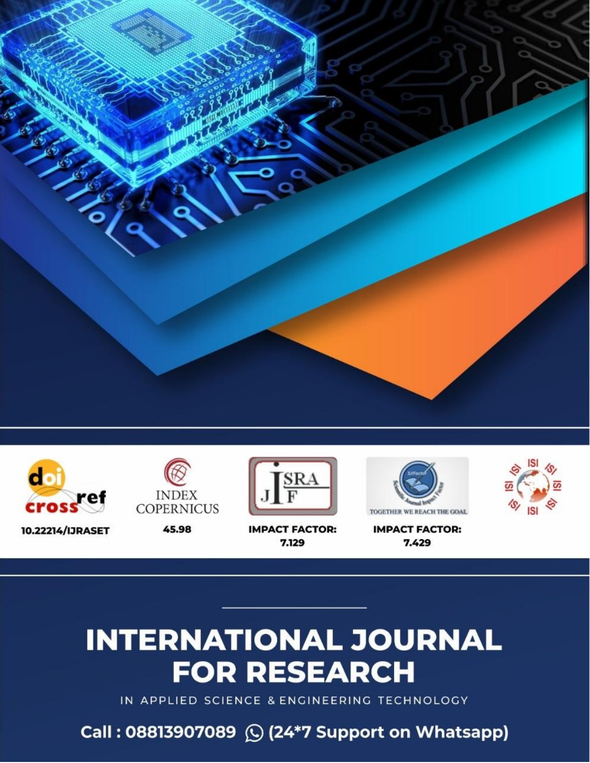10.22214/IJRASET

INDEX COPERNICUS

45.98

IMPACT FACTOR: 7.129

TOGETHER WE REACH THE GOAL

IMPACT FACTOR: 7.429

# INTERNATIONAL JOURNAL FOR RESEARCH

IN APPLIED SCIENCE & ENGINEERING TECHNOLOGY

Call : 08813907089 (24*7 Support on Whatsapp)